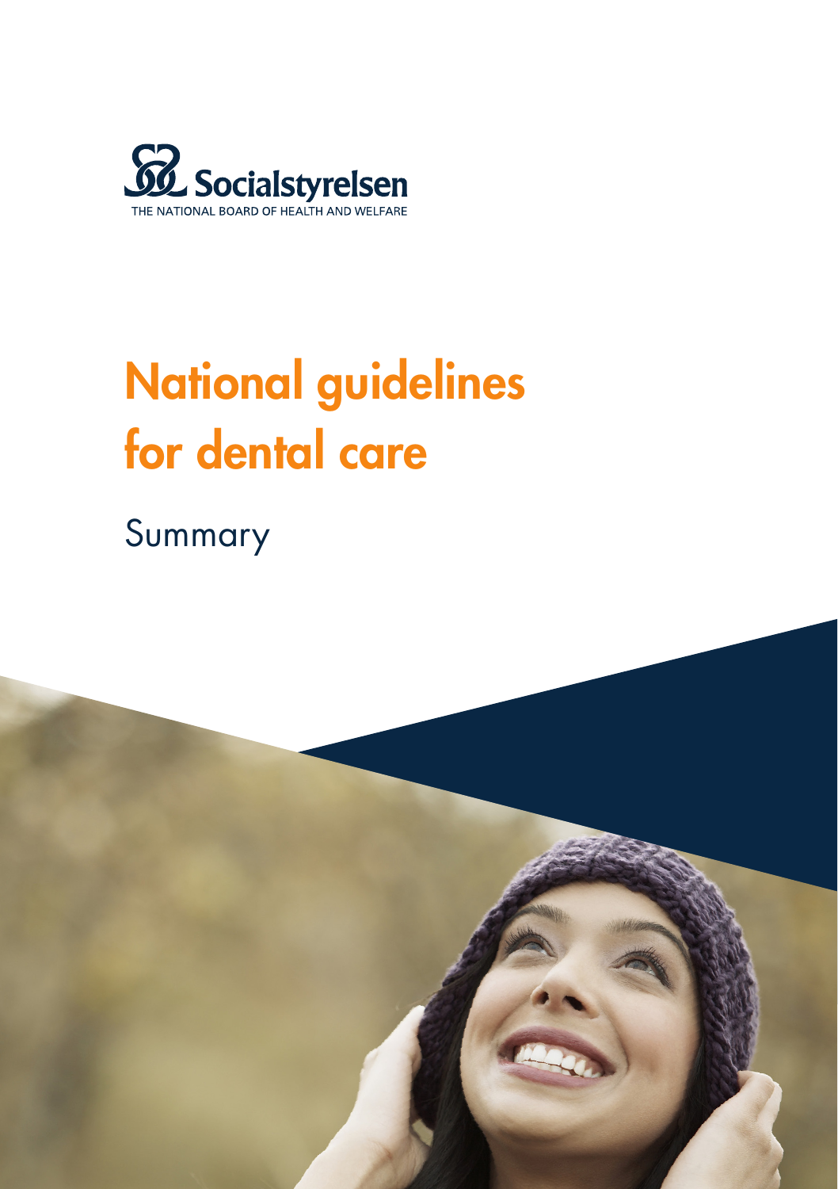Socialstyrelsen

THE NATIONAL BOARD OF HEALTH AND WELFARE

# National guidelines for dental care

## Summary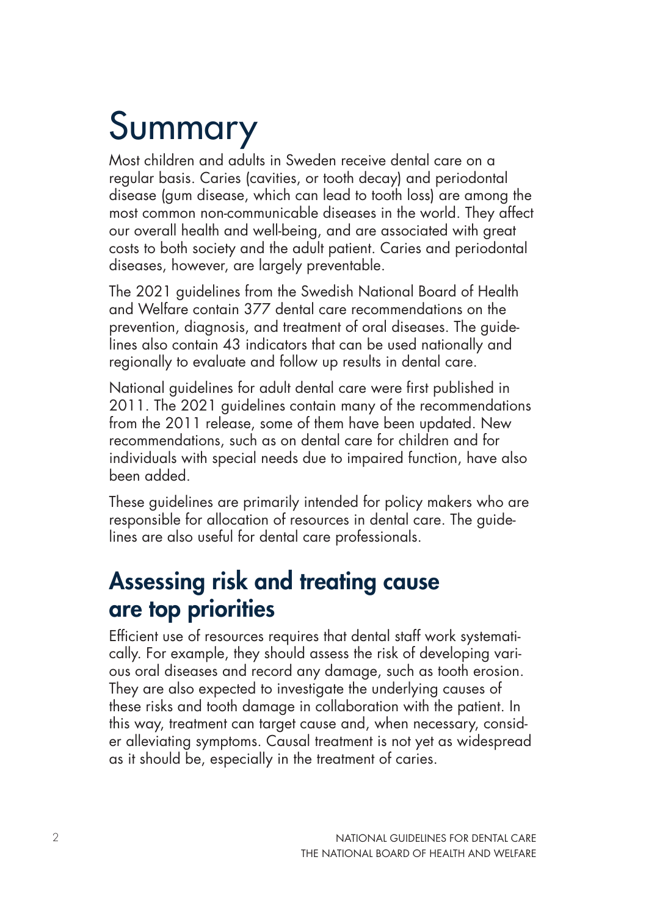# Summary

Most children and adults in Sweden receive dental care on a regular basis. Caries (cavities, or tooth decay) and periodontal disease (gum disease, which can lead to tooth loss) are among the most common non-communicable diseases in the world. They affect our overall health and well-being, and are associated with great costs to both society and the adult patient. Caries and periodontal diseases, however, are largely preventable.

The 2021 guidelines from the Swedish National Board of Health and Welfare contain 377 dental care recommendations on the prevention, diagnosis, and treatment of oral diseases. The guidelines also contain 43 indicators that can be used nationally and regionally to evaluate and follow up results in dental care.

National guidelines for adult dental care were first published in 2011. The 2021 guidelines contain many of the recommendations from the 2011 release, some of them have been updated. New recommendations, such as on dental care for children and for individuals with special needs due to impaired function, have also been added.

These guidelines are primarily intended for policy makers who are responsible for allocation of resources in dental care. The guidelines are also useful for dental care professionals.

## Assessing risk and treating cause are top priorities

Efficient use of resources requires that dental staff work systematically. For example, they should assess the risk of developing various oral diseases and record any damage, such as tooth erosion. They are also expected to investigate the underlying causes of these risks and tooth damage in collaboration with the patient. In this way, treatment can target cause and, when necessary, consider alleviating symptoms. Causal treatment is not yet as widespread as it should be, especially in the treatment of caries.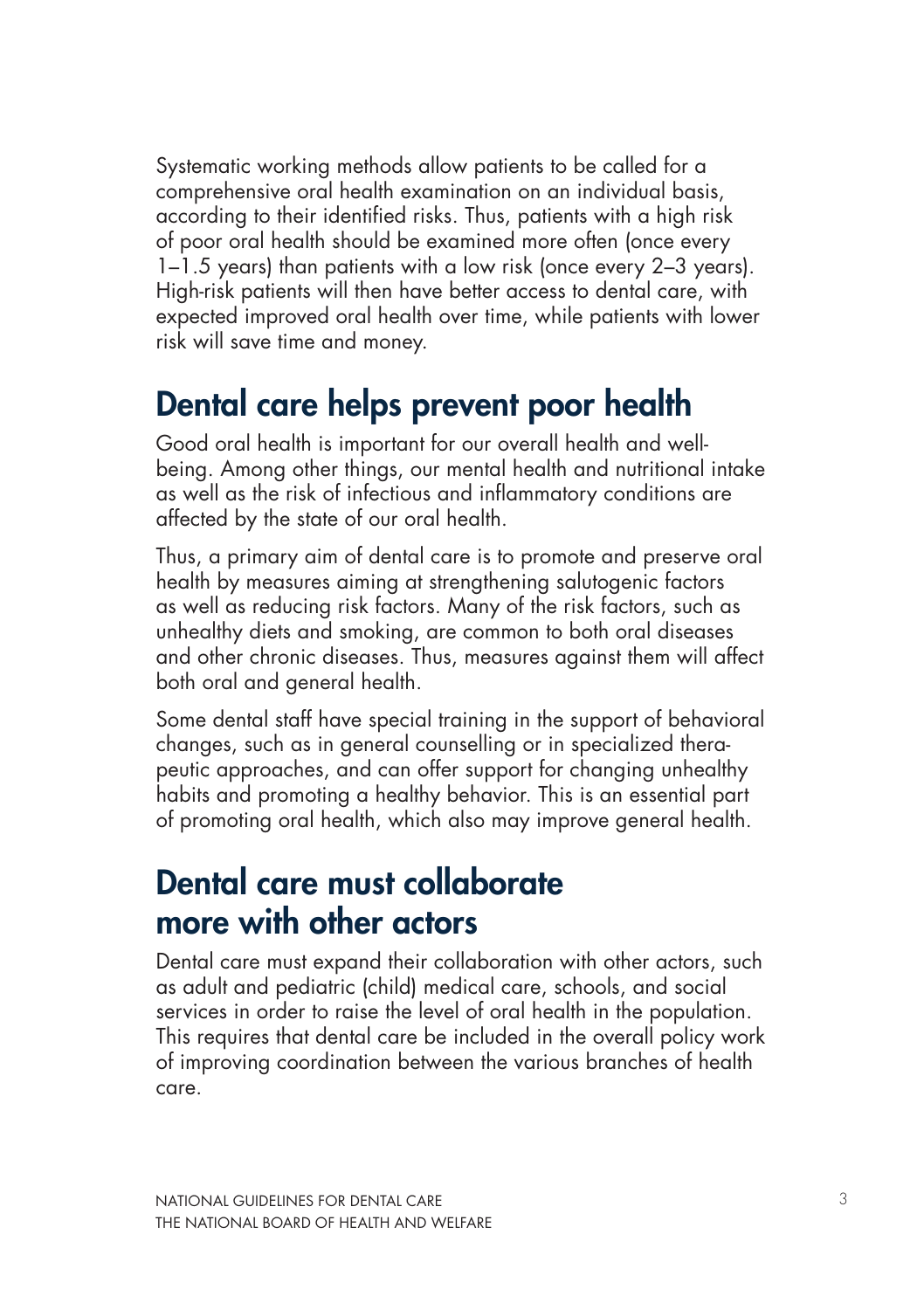Systematic working methods allow patients to be called for a comprehensive oral health examination on an individual basis, according to their identified risks. Thus, patients with a high risk of poor oral health should be examined more often (once every 1–1.5 years) than patients with a low risk (once every 2–3 years). High-risk patients will then have better access to dental care, with expected improved oral health over time, while patients with lower risk will save time and money.

## Dental care helps prevent poor health

Good oral health is important for our overall health and well-being. Among other things, our mental health and nutritional intake as well as the risk of infectious and inflammatory conditions are affected by the state of our oral health.

Thus, a primary aim of dental care is to promote and preserve oral health by measures aiming at strengthening salutogenic factors as well as reducing risk factors. Many of the risk factors, such as unhealthy diets and smoking, are common to both oral diseases and other chronic diseases. Thus, measures against them will affect both oral and general health.

Some dental staff have special training in the support of behavioral changes, such as in general counselling or in specialized therapeutic approaches, and can offer support for changing unhealthy habits and promoting a healthy behavior. This is an essential part of promoting oral health, which also may improve general health.

## Dental care must collaborate more with other actors

Dental care must expand their collaboration with other actors, such as adult and pediatric (child) medical care, schools, and social services in order to raise the level of oral health in the population. This requires that dental care be included in the overall policy work of improving coordination between the various branches of health care.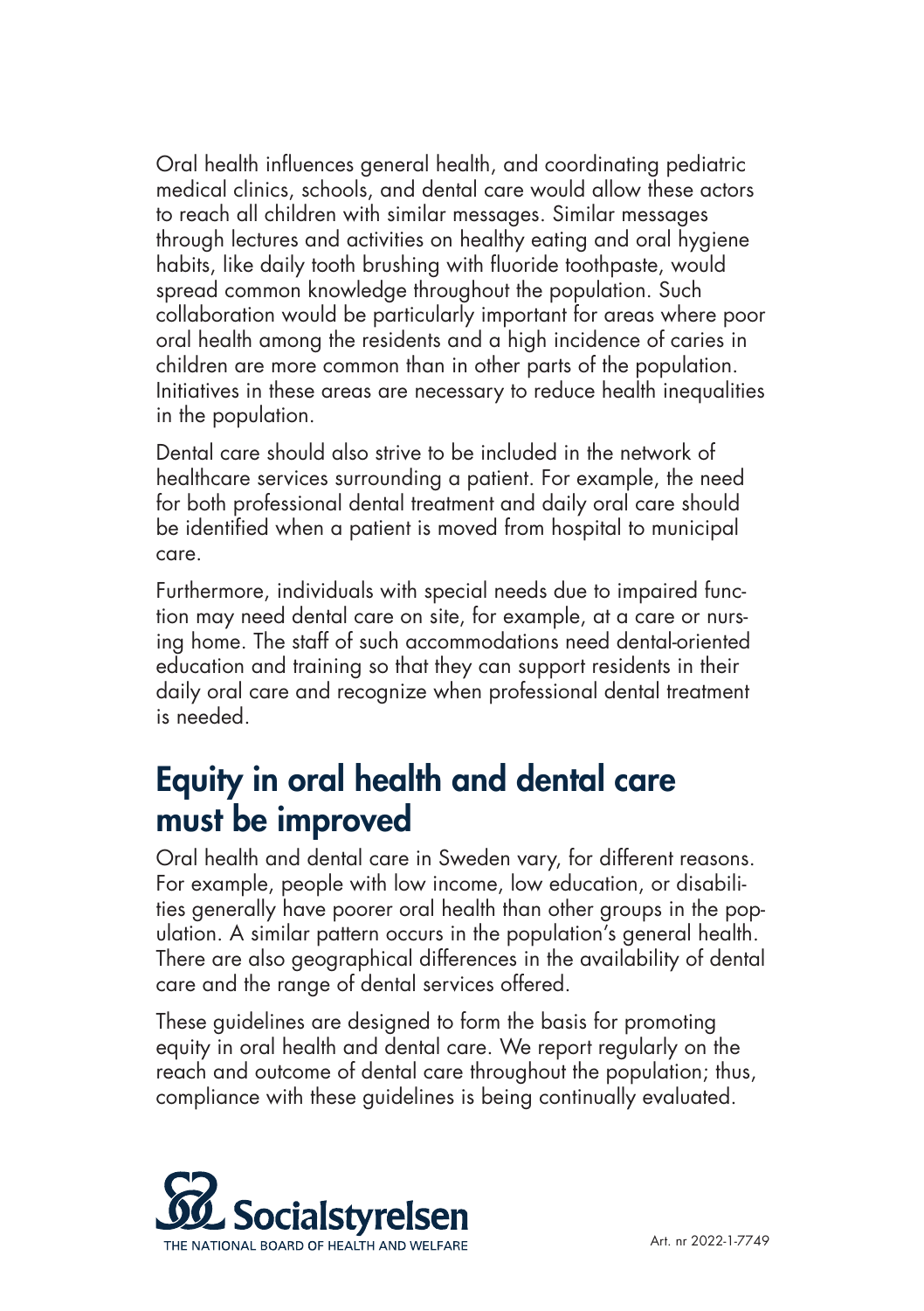Oral health influences general health, and coordinating pediatric medical clinics, schools, and dental care would allow these actors to reach all children with similar messages. Similar messages through lectures and activities on healthy eating and oral hygiene habits, like daily tooth brushing with fluoride toothpaste, would spread common knowledge throughout the population. Such collaboration would be particularly important for areas where poor oral health among the residents and a high incidence of caries in children are more common than in other parts of the population. Initiatives in these areas are necessary to reduce health inequalities in the population.

Dental care should also strive to be included in the network of healthcare services surrounding a patient. For example, the need for both professional dental treatment and daily oral care should be identified when a patient is moved from hospital to municipal care.

Furthermore, individuals with special needs due to impaired function may need dental care on site, for example, at a care or nursing home. The staff of such accommodations need dental-oriented education and training so that they can support residents in their daily oral care and recognize when professional dental treatment is needed.

## Equity in oral health and dental care must be improved

Oral health and dental care in Sweden vary, for different reasons. For example, people with low income, low education, or disabilities generally have poorer oral health than other groups in the population. A similar pattern occurs in the population's general health. There are also geographical differences in the availability of dental care and the range of dental services offered.

These guidelines are designed to form the basis for promoting equity in oral health and dental care. We report regularly on the reach and outcome of dental care throughout the population; thus, compliance with these guidelines is being continually evaluated.

Socialstyrelsen
THE NATIONAL BOARD OF HEALTH AND WELFARE

Art. nr 2022-1-7749